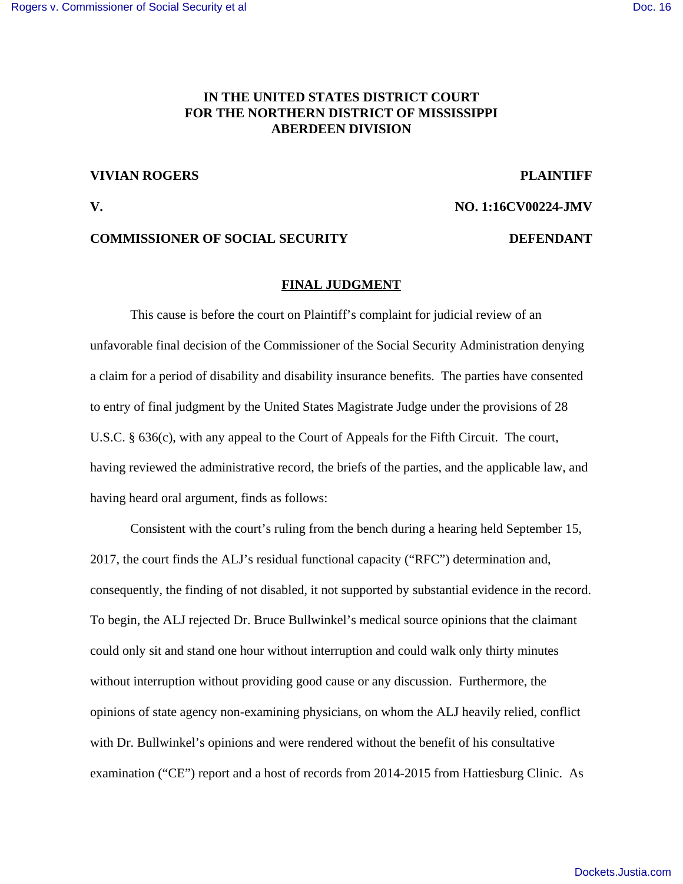**IN THE UNITED STATES DISTRICT COURT**
**FOR THE NORTHERN DISTRICT OF MISSISSIPPI**
**ABERDEEN DIVISION**

**VIVIAN ROGERS** **PLAINTIFF**

**V.** **NO. 1:16CV00224-JMV**

**COMMISSIONER OF SOCIAL SECURITY** **DEFENDANT**

**FINAL JUDGMENT**

This cause is before the court on Plaintiff's complaint for judicial review of an unfavorable final decision of the Commissioner of the Social Security Administration denying a claim for a period of disability and disability insurance benefits. The parties have consented to entry of final judgment by the United States Magistrate Judge under the provisions of 28 U.S.C. § 636(c), with any appeal to the Court of Appeals for the Fifth Circuit. The court, having reviewed the administrative record, the briefs of the parties, and the applicable law, and having heard oral argument, finds as follows:

Consistent with the court's ruling from the bench during a hearing held September 15, 2017, the court finds the ALJ's residual functional capacity ("RFC") determination and, consequently, the finding of not disabled, it not supported by substantial evidence in the record. To begin, the ALJ rejected Dr. Bruce Bullwinkel's medical source opinions that the claimant could only sit and stand one hour without interruption and could walk only thirty minutes without interruption without providing good cause or any discussion. Furthermore, the opinions of state agency non-examining physicians, on whom the ALJ heavily relied, conflict with Dr. Bullwinkel's opinions and were rendered without the benefit of his consultative examination ("CE") report and a host of records from 2014-2015 from Hattiesburg Clinic. As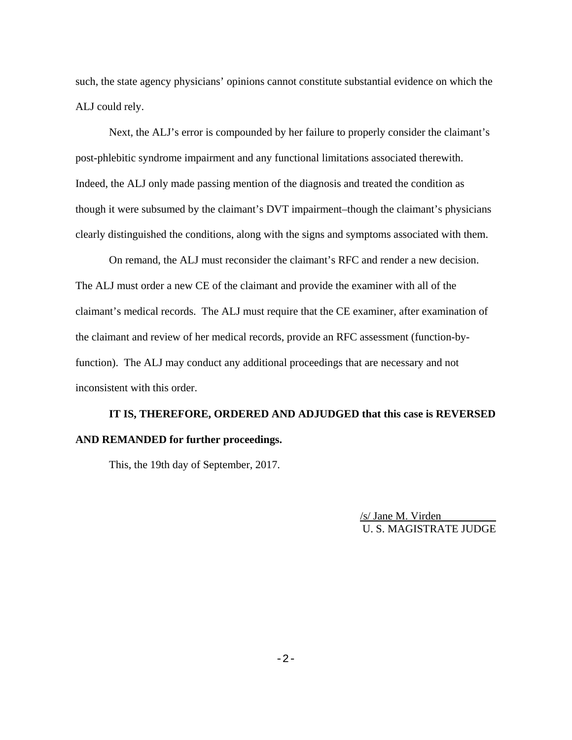such, the state agency physicians' opinions cannot constitute substantial evidence on which the ALJ could rely.

Next, the ALJ's error is compounded by her failure to properly consider the claimant's post-phlebitic syndrome impairment and any functional limitations associated therewith. Indeed, the ALJ only made passing mention of the diagnosis and treated the condition as though it were subsumed by the claimant's DVT impairment–though the claimant's physicians clearly distinguished the conditions, along with the signs and symptoms associated with them.

On remand, the ALJ must reconsider the claimant's RFC and render a new decision. The ALJ must order a new CE of the claimant and provide the examiner with all of the claimant's medical records. The ALJ must require that the CE examiner, after examination of the claimant and review of her medical records, provide an RFC assessment (function-by-function). The ALJ may conduct any additional proceedings that are necessary and not inconsistent with this order.

**IT IS, THEREFORE, ORDERED AND ADJUDGED that this case is REVERSED AND REMANDED for further proceedings.**

This, the 19th day of September, 2017.

/s/ Jane M. Virden
U. S. MAGISTRATE JUDGE